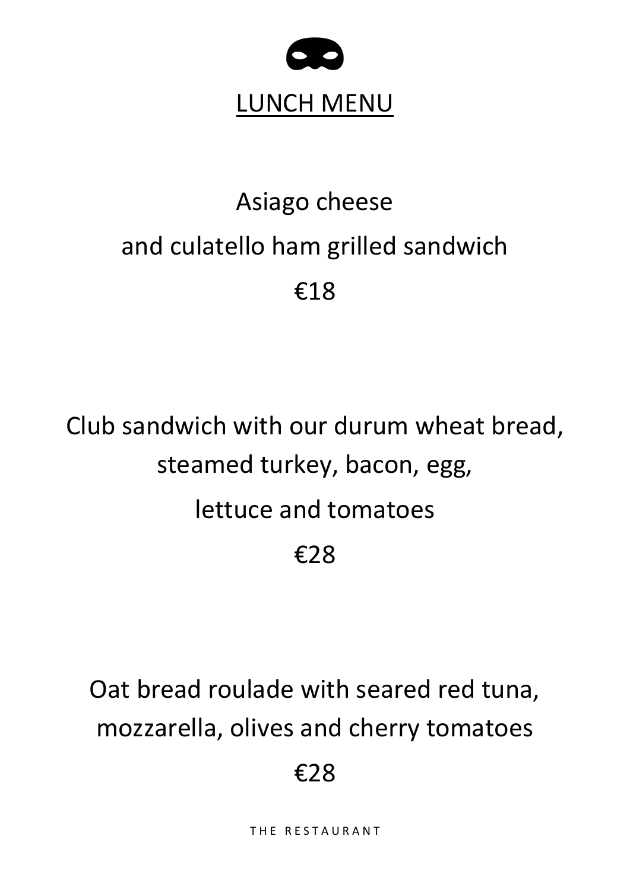# LUNCH MENU

Asiago cheese
and culatello ham grilled sandwich

€18

Club sandwich with our durum wheat bread,
steamed turkey, bacon, egg,
lettuce and tomatoes

€28

Oat bread roulade with seared red tuna,
mozzarella, olives and cherry tomatoes

€28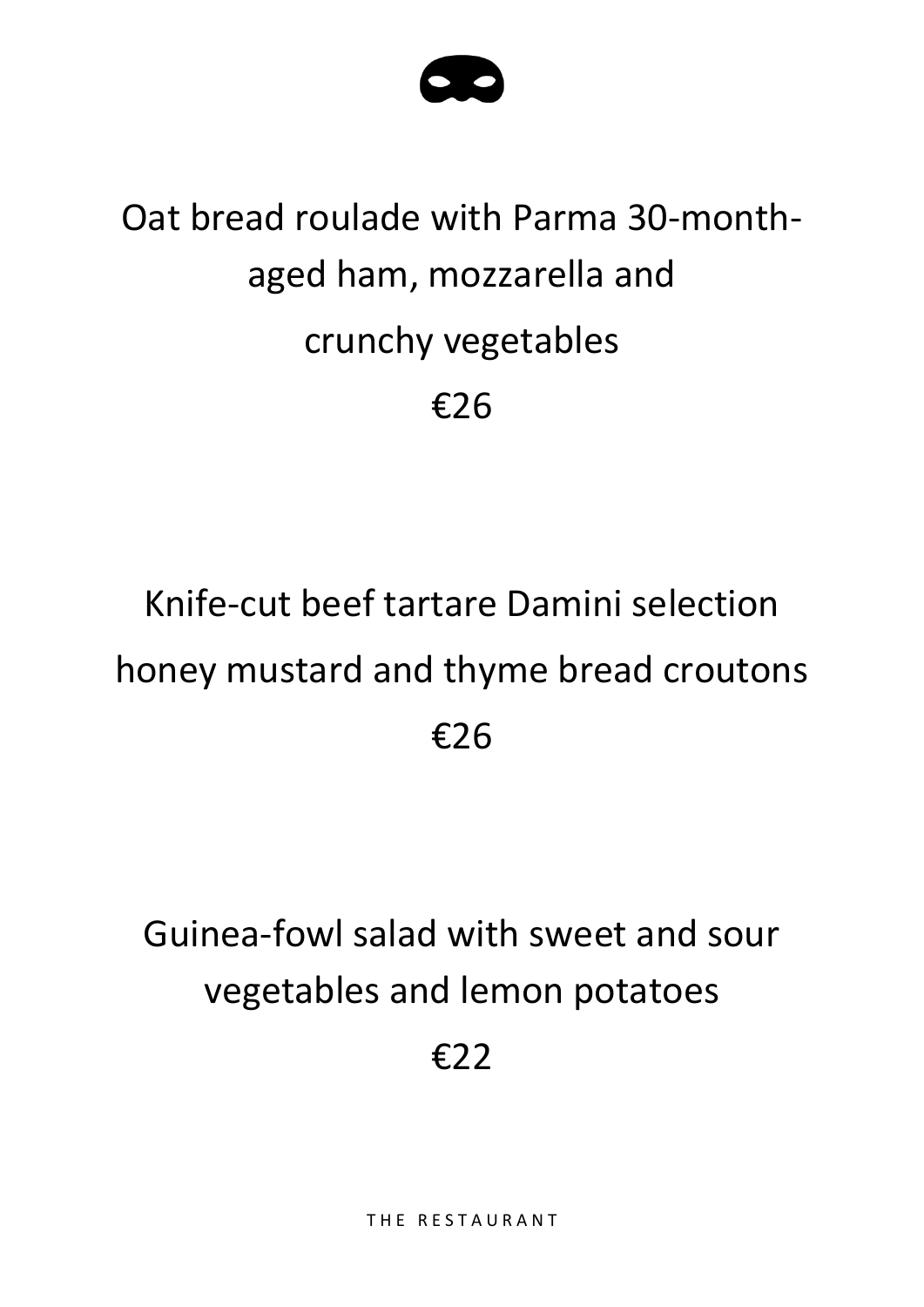Oat bread roulade with Parma 30-month-aged ham, mozzarella and crunchy vegetables

€26

Knife-cut beef tartare Damini selection honey mustard and thyme bread croutons

€26

Guinea-fowl salad with sweet and sour vegetables and lemon potatoes

€22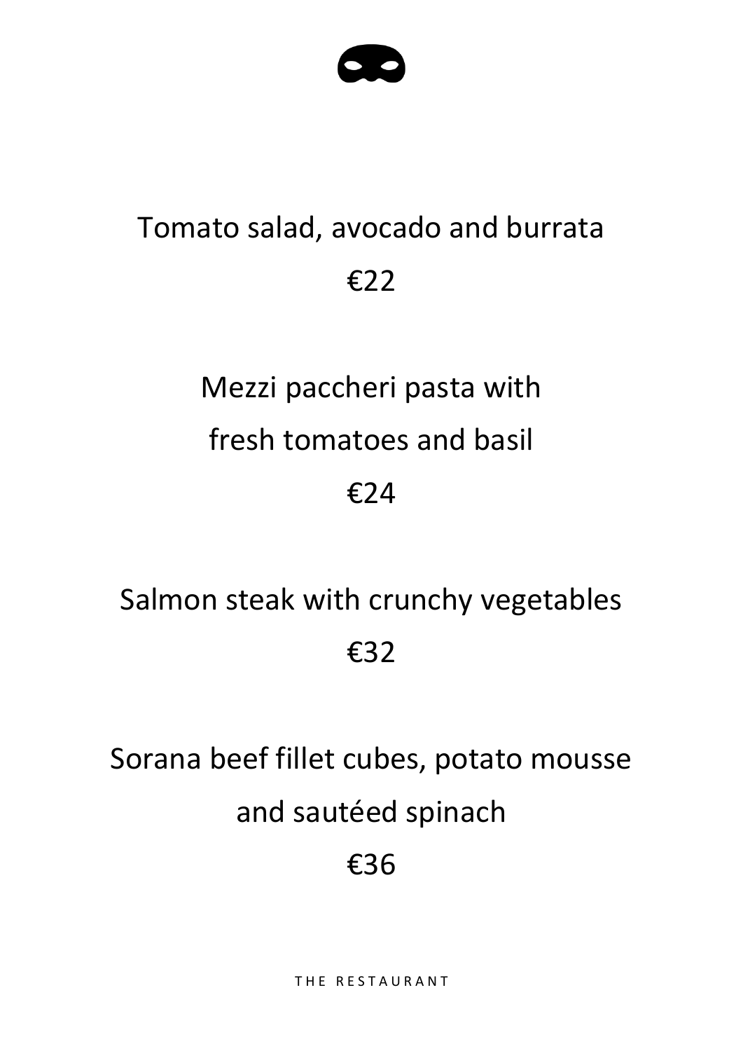Tomato salad, avocado and burrata

€22

Mezzi paccheri pasta with
fresh tomatoes and basil

€24

Salmon steak with crunchy vegetables

€32

Sorana beef fillet cubes, potato mousse
and sautéed spinach

€36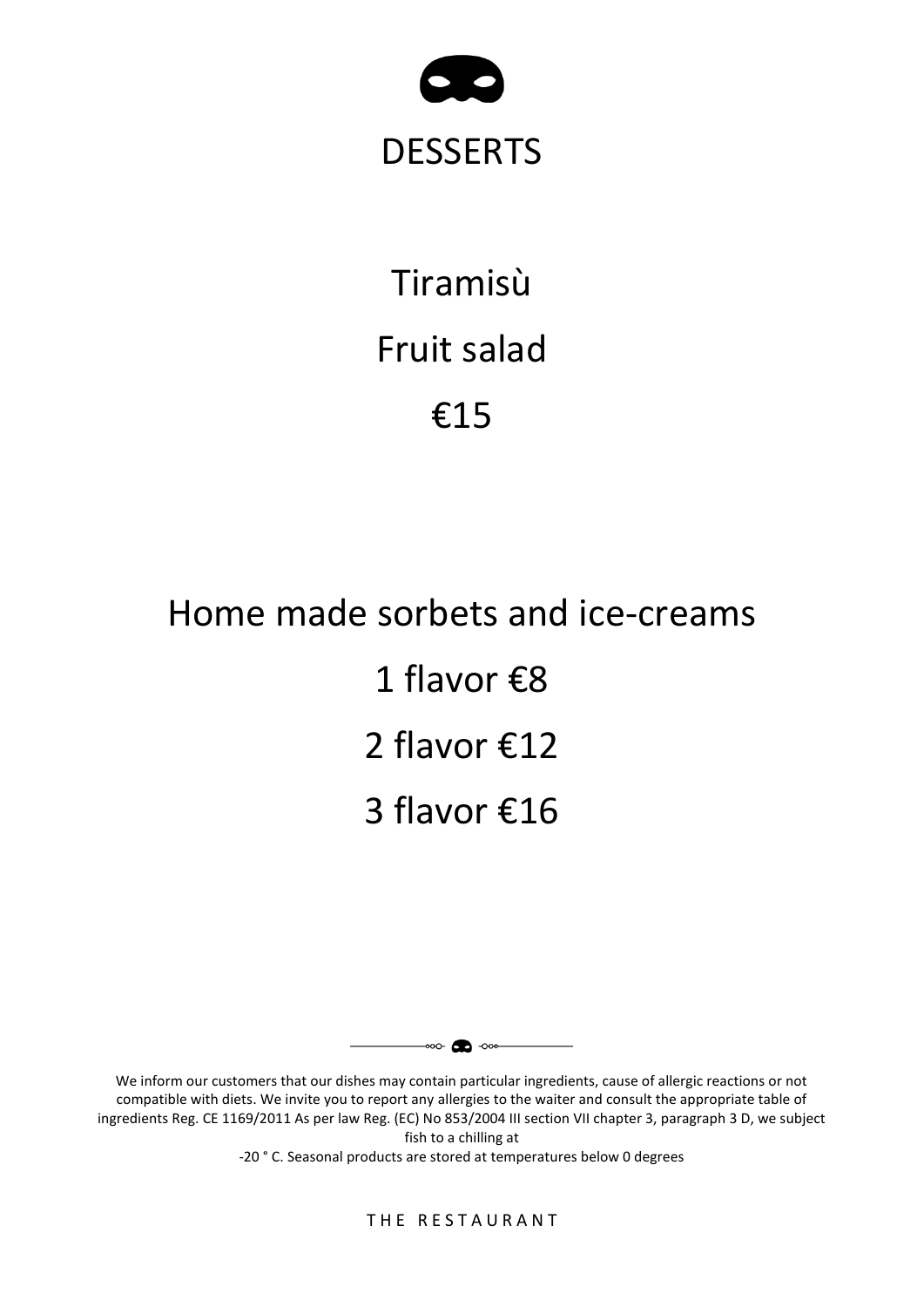# DESSERTS

Tiramisù

Fruit salad

€15

Home made sorbets and ice-creams

1 flavor €8

2 flavor €12

3 flavor €16

We inform our customers that our dishes may contain particular ingredients, cause of allergic reactions or not compatible with diets. We invite you to report any allergies to the waiter and consult the appropriate table of ingredients Reg. CE 1169/2011 As per law Reg. (EC) No 853/2004 III section VII chapter 3, paragraph 3 D, we subject fish to a chilling at -20 ° C. Seasonal products are stored at temperatures below 0 degrees

THE RESTAURANT